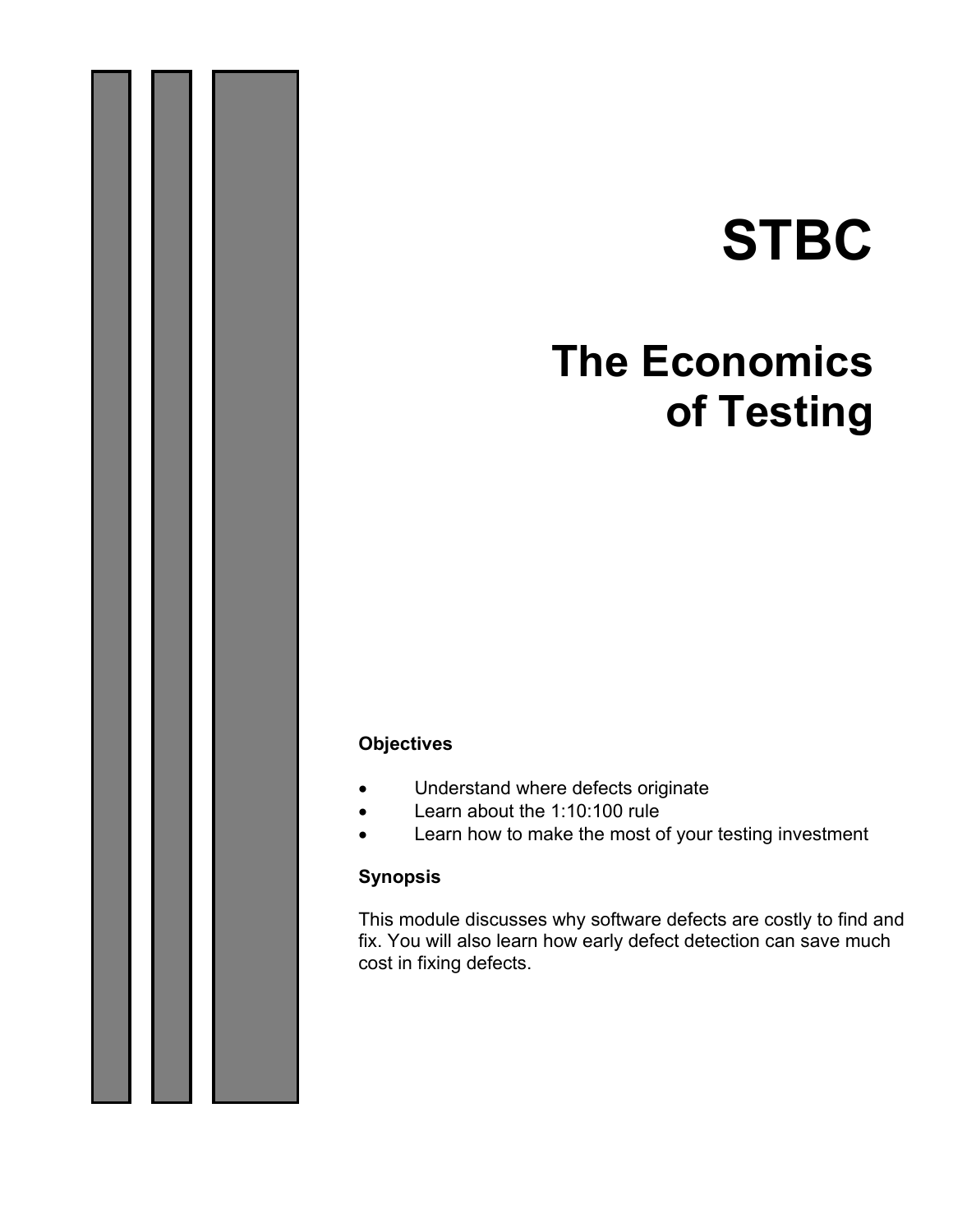# STBC

# The Economics of Testing

**Objectives**

- Understand where defects originate
- Learn about the 1:10:100 rule
- Learn how to make the most of your testing investment

**Synopsis**

This module discusses why software defects are costly to find and fix. You will also learn how early defect detection can save much cost in fixing defects.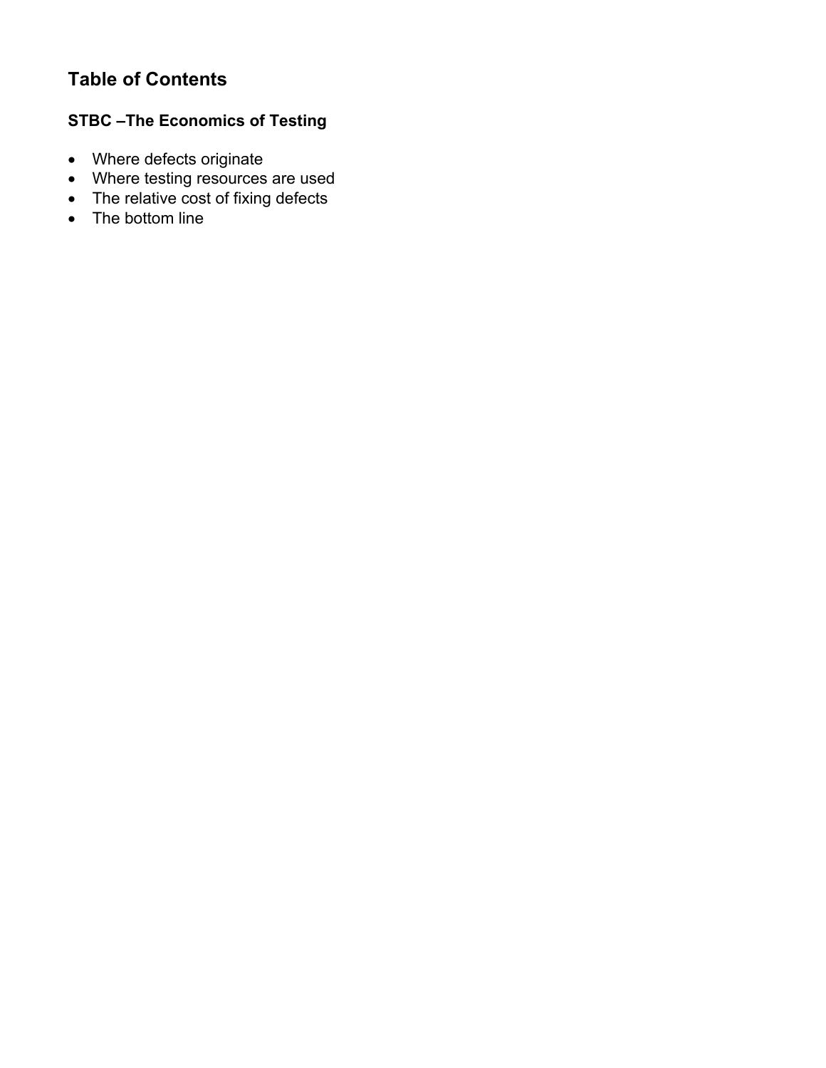## Table of Contents

### STBC –The Economics of Testing

- Where defects originate
- Where testing resources are used
- The relative cost of fixing defects
- The bottom line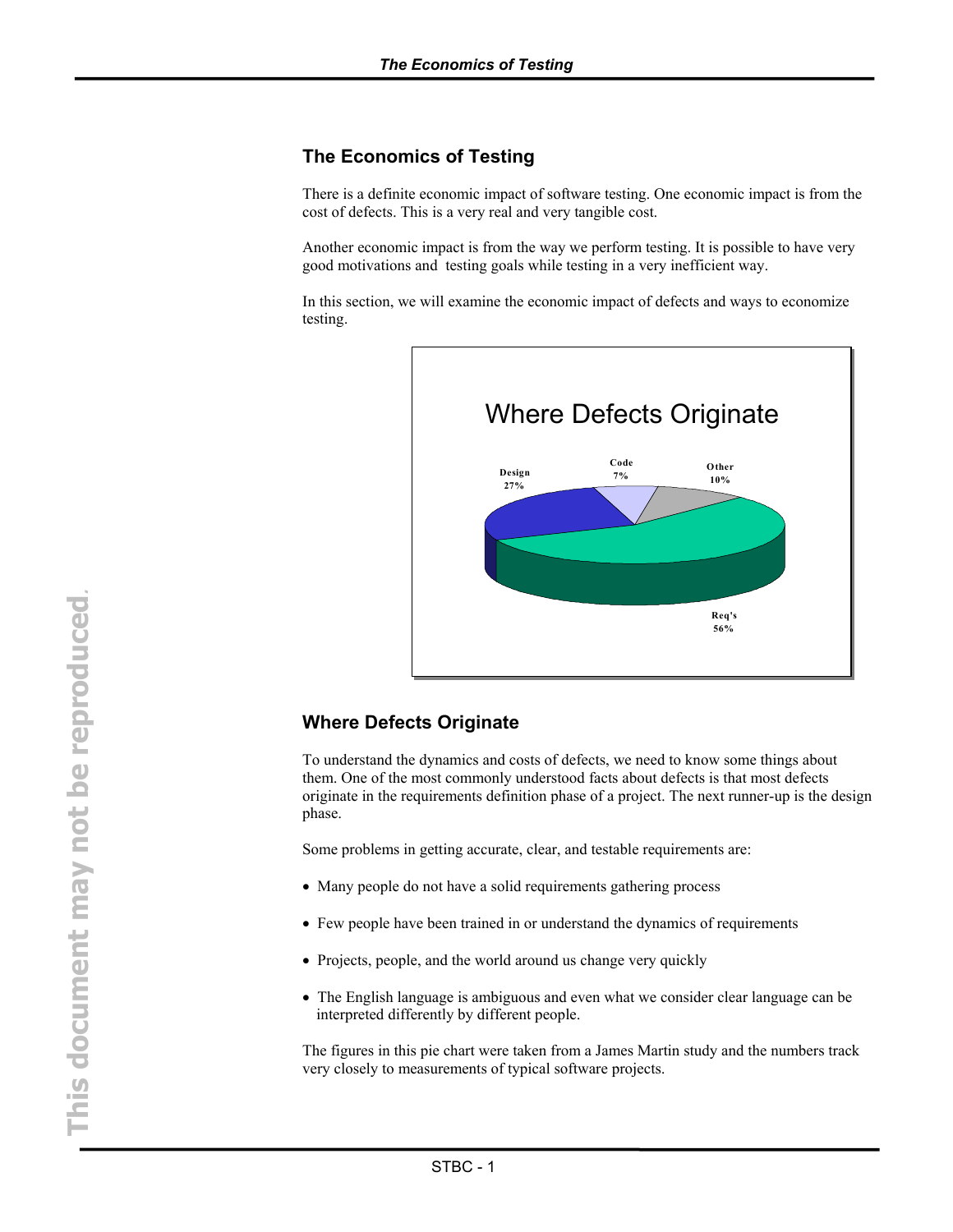## The Economics of Testing

There is a definite economic impact of software testing. One economic impact is from the cost of defects. This is a very real and very tangible cost.

Another economic impact is from the way we perform testing. It is possible to have very good motivations and testing goals while testing in a very inefficient way.

In this section, we will examine the economic impact of defects and ways to economize testing.

**Where Defects Originate**

| Origin | Percentage |
|---|---|
| Req's | 56% |
| Design | 27% |
| Other | 10% |
| Code | 7% |

## Where Defects Originate

To understand the dynamics and costs of defects, we need to know some things about them. One of the most commonly understood facts about defects is that most defects originate in the requirements definition phase of a project. The next runner-up is the design phase.

Some problems in getting accurate, clear, and testable requirements are:

- Many people do not have a solid requirements gathering process
- Few people have been trained in or understand the dynamics of requirements
- Projects, people, and the world around us change very quickly
- The English language is ambiguous and even what we consider clear language can be interpreted differently by different people.

The figures in this pie chart were taken from a James Martin study and the numbers track very closely to measurements of typical software projects.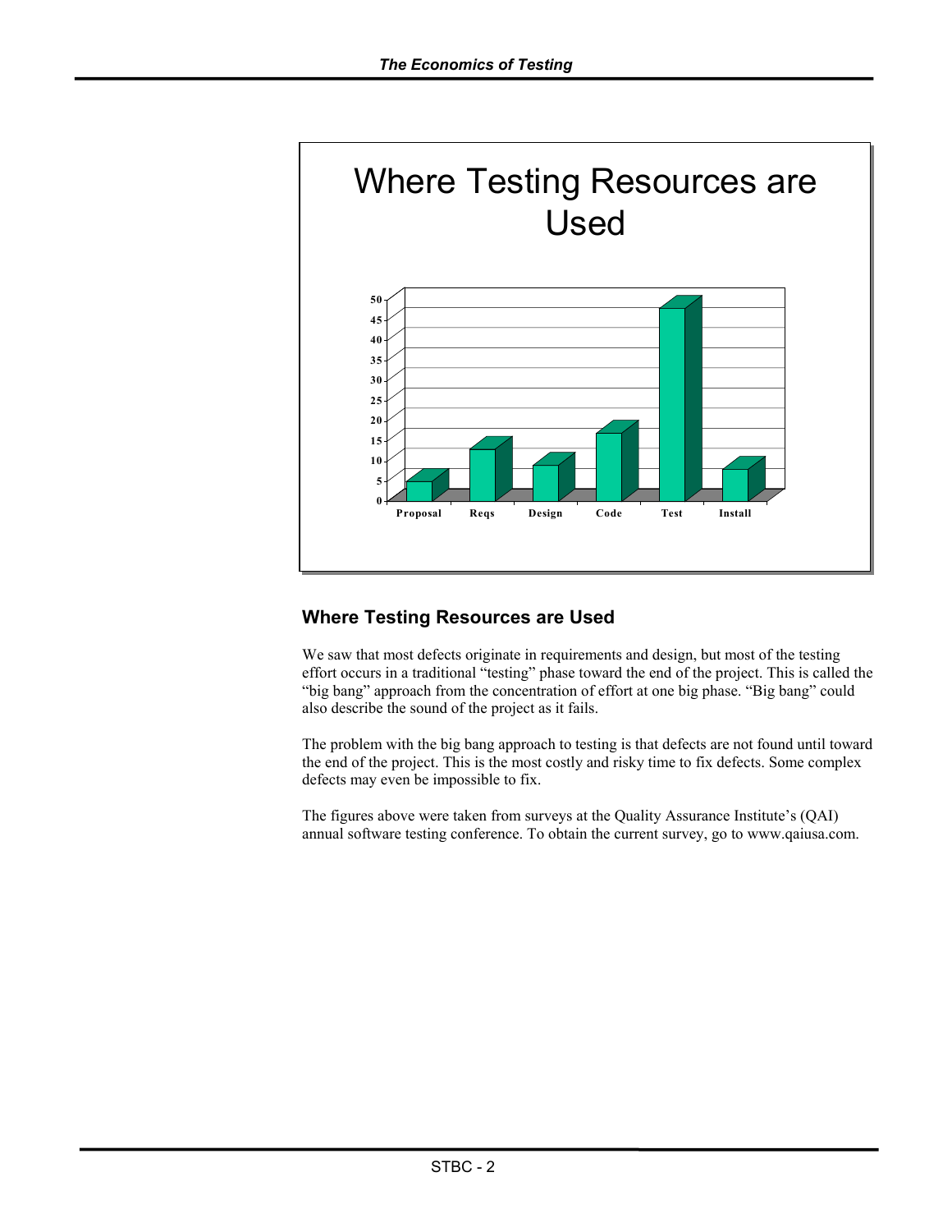Where Testing Resources are Used

## Where Testing Resources are Used

We saw that most defects originate in requirements and design, but most of the testing effort occurs in a traditional "testing" phase toward the end of the project. This is called the "big bang" approach from the concentration of effort at one big phase. "Big bang" could also describe the sound of the project as it fails.

The problem with the big bang approach to testing is that defects are not found until toward the end of the project. This is the most costly and risky time to fix defects. Some complex defects may even be impossible to fix.

The figures above were taken from surveys at the Quality Assurance Institute's (QAI) annual software testing conference. To obtain the current survey, go to www.qaiusa.com.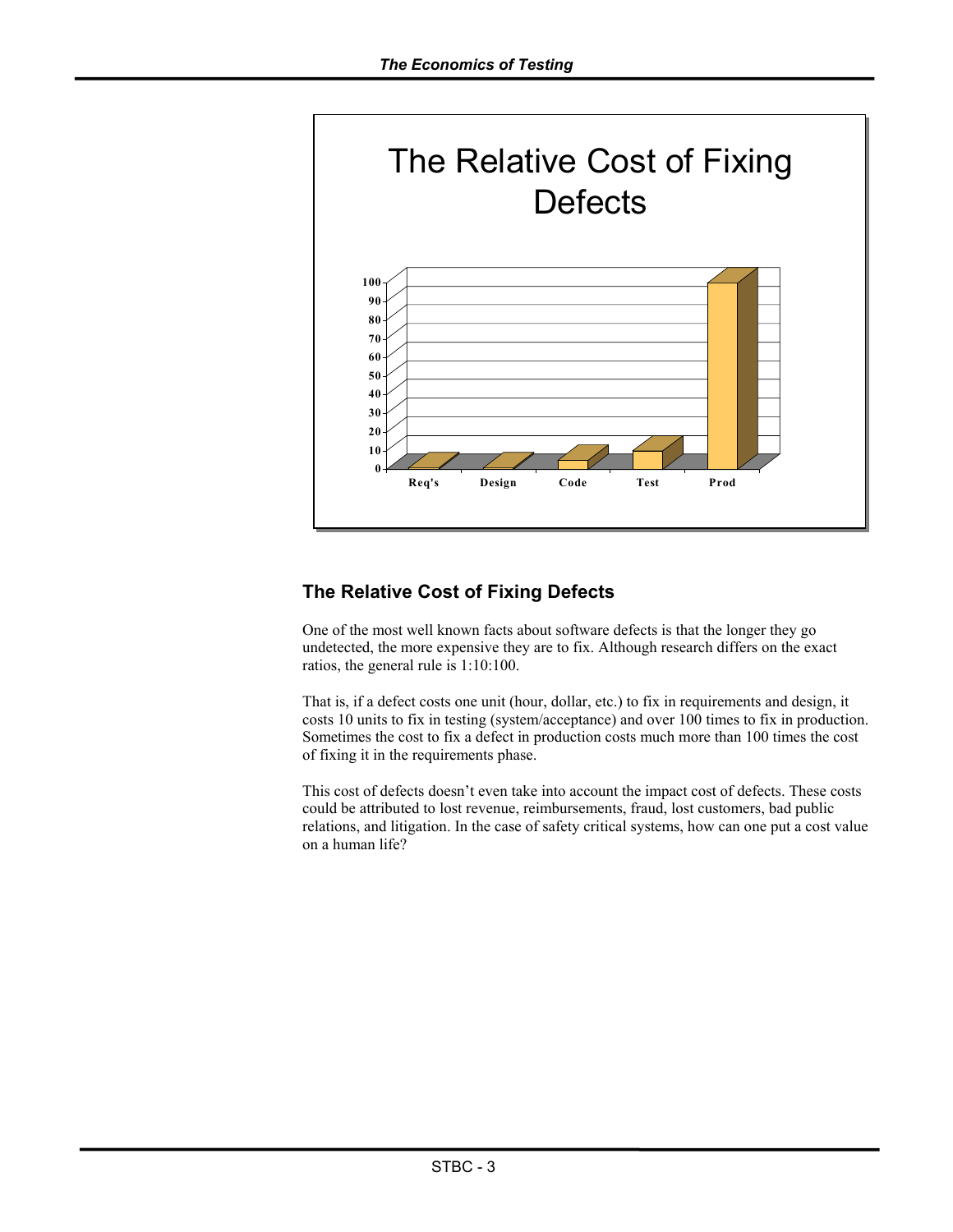## The Relative Cost of Fixing Defects

One of the most well known facts about software defects is that the longer they go undetected, the more expensive they are to fix. Although research differs on the exact ratios, the general rule is 1:10:100.

That is, if a defect costs one unit (hour, dollar, etc.) to fix in requirements and design, it costs 10 units to fix in testing (system/acceptance) and over 100 times to fix in production. Sometimes the cost to fix a defect in production costs much more than 100 times the cost of fixing it in the requirements phase.

This cost of defects doesn't even take into account the impact cost of defects. These costs could be attributed to lost revenue, reimbursements, fraud, lost customers, bad public relations, and litigation. In the case of safety critical systems, how can one put a cost value on a human life?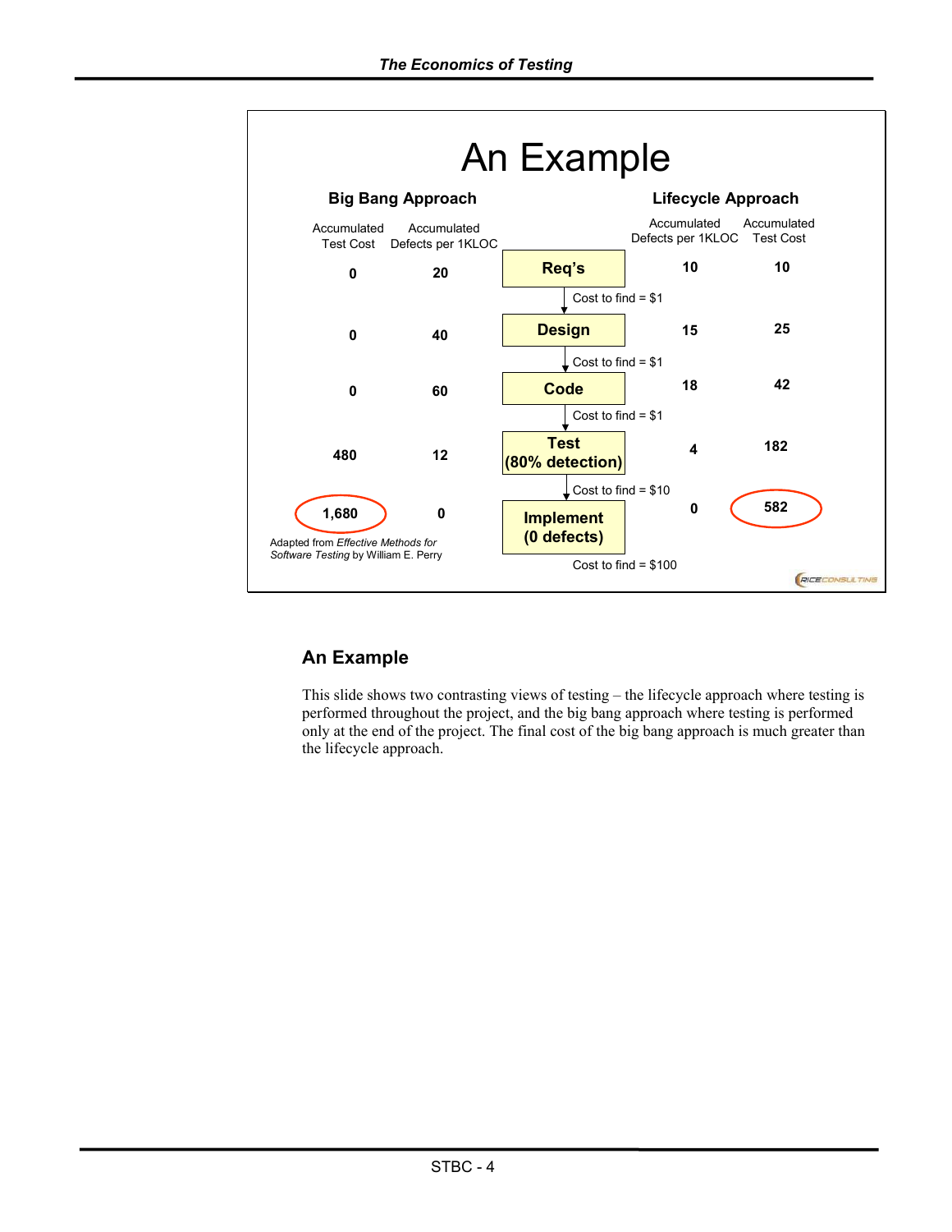# An Example

| Big Bang Approach: Accumulated Test Cost | Big Bang Approach: Accumulated Defects per 1KLOC | Phase | Lifecycle Approach: Accumulated Defects per 1KLOC | Lifecycle Approach: Accumulated Test Cost |
|---|---|---|---|---|
| 0 | 20 | **Req's** | 10 | 10 |
| | | Cost to find = $1 | | |
| 0 | 40 | **Design** | 15 | 25 |
| | | Cost to find = $1 | | |
| 0 | 60 | **Code** | 18 | 42 |
| | | Cost to find = $1 | | |
| 480 | 12 | **Test (80% detection)** | 4 | 182 |
| | | Cost to find = $10 | | |
| 1,680 | 0 | **Implement (0 defects)** | 0 | 582 |
| | | Cost to find = $100 | | |

Adapted from *Effective Methods for Software Testing* by William E. Perry

## An Example

This slide shows two contrasting views of testing – the lifecycle approach where testing is performed throughout the project, and the big bang approach where testing is performed only at the end of the project. The final cost of the big bang approach is much greater than the lifecycle approach.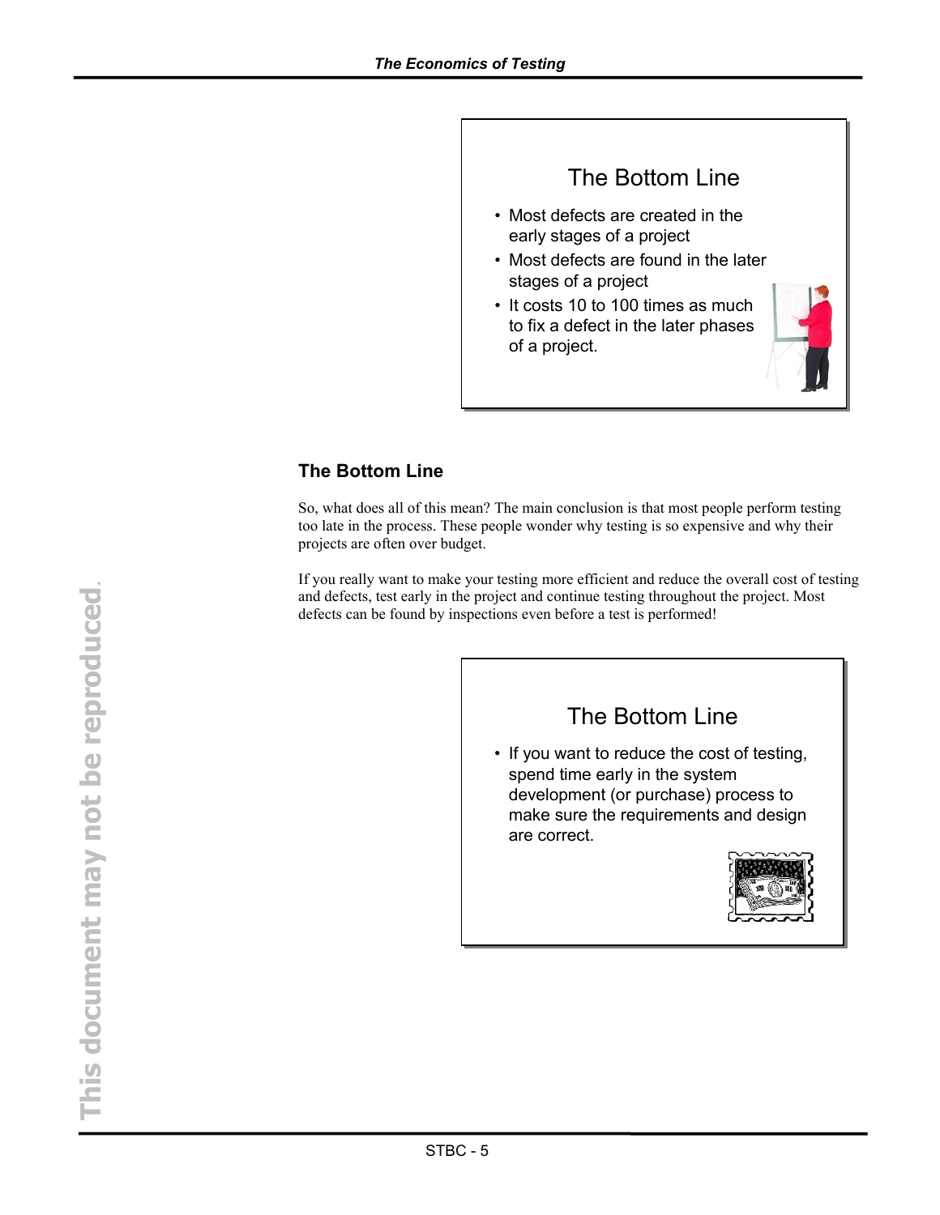## The Bottom Line

- Most defects are created in the early stages of a project
- Most defects are found in the later stages of a project
- It costs 10 to 100 times as much to fix a defect in the later phases of a project.

### The Bottom Line

So, what does all of this mean? The main conclusion is that most people perform testing too late in the process. These people wonder why testing is so expensive and why their projects are often over budget.

If you really want to make your testing more efficient and reduce the overall cost of testing and defects, test early in the project and continue testing throughout the project. Most defects can be found by inspections even before a test is performed!

## The Bottom Line

- If you want to reduce the cost of testing, spend time early in the system development (or purchase) process to make sure the requirements and design are correct.

This document may not be reproduced.